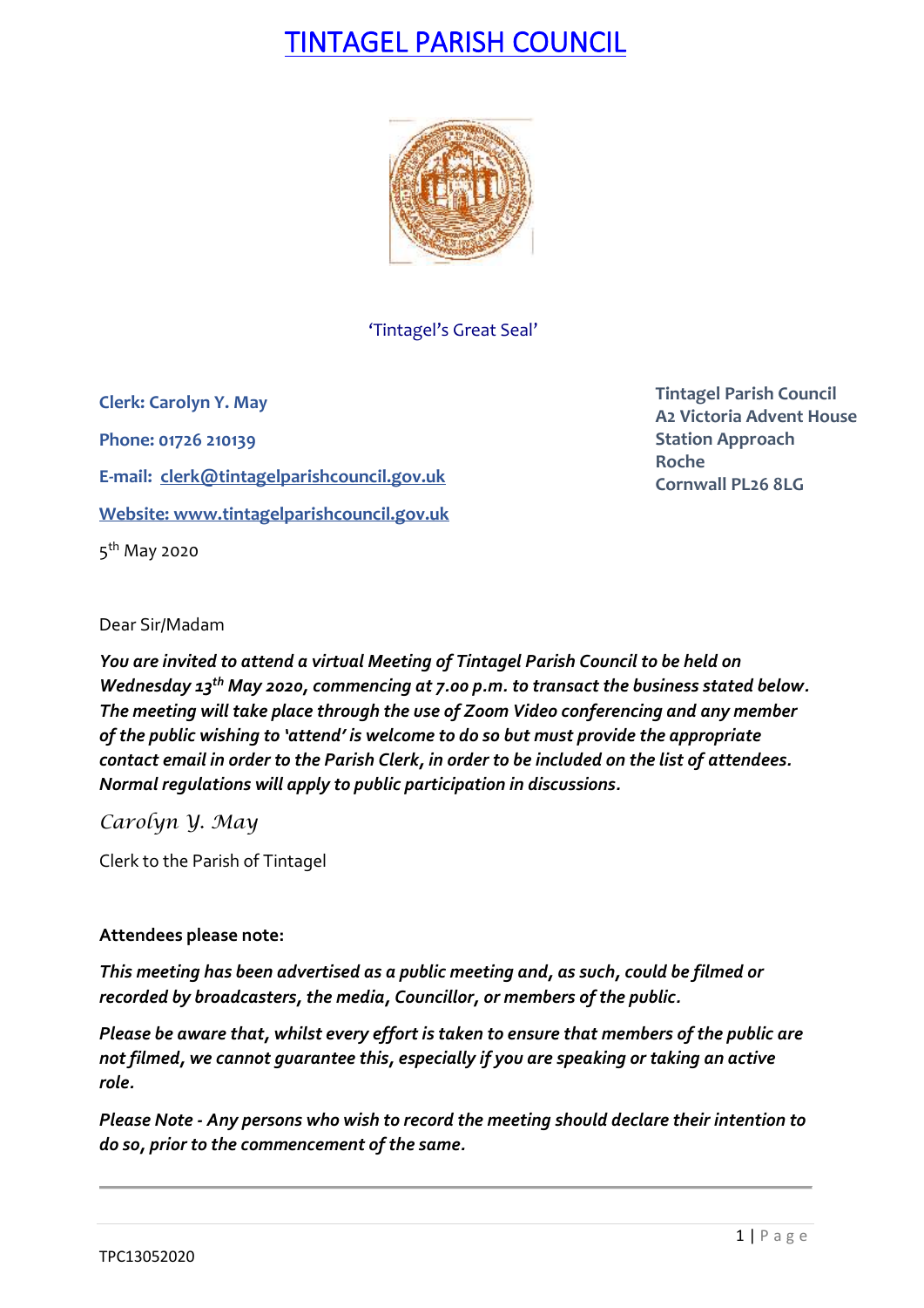# TINTAGEL PARISH COUNCIL

'Tintagel's Great Seal'

**Clerk: Carolyn Y. May**

**Phone: 01726 210139**

**E-mail: clerk@tintagelparishcouncil.gov.uk**

**Website: www.tintagelparishcouncil.gov.uk**

**Tintagel Parish Council**
**A2 Victoria Advent House**
**Station Approach**
**Roche**
**Cornwall PL26 8LG**

5th May 2020

Dear Sir/Madam

***You are invited to attend a virtual Meeting of Tintagel Parish Council to be held on Wednesday 13th May 2020, commencing at 7.00 p.m. to transact the business stated below. The meeting will take place through the use of Zoom Video conferencing and any member of the public wishing to 'attend' is welcome to do so but must provide the appropriate contact email in order to the Parish Clerk, in order to be included on the list of attendees. Normal regulations will apply to public participation in discussions.***

*Carolyn Y. May*

Clerk to the Parish of Tintagel

**Attendees please note:**

***This meeting has been advertised as a public meeting and, as such, could be filmed or recorded by broadcasters, the media, Councillor, or members of the public.***

***Please be aware that, whilst every effort is taken to ensure that members of the public are not filmed, we cannot guarantee this, especially if you are speaking or taking an active role.***

***Please Note - Any persons who wish to record the meeting should declare their intention to do so, prior to the commencement of the same.***

TPC13052020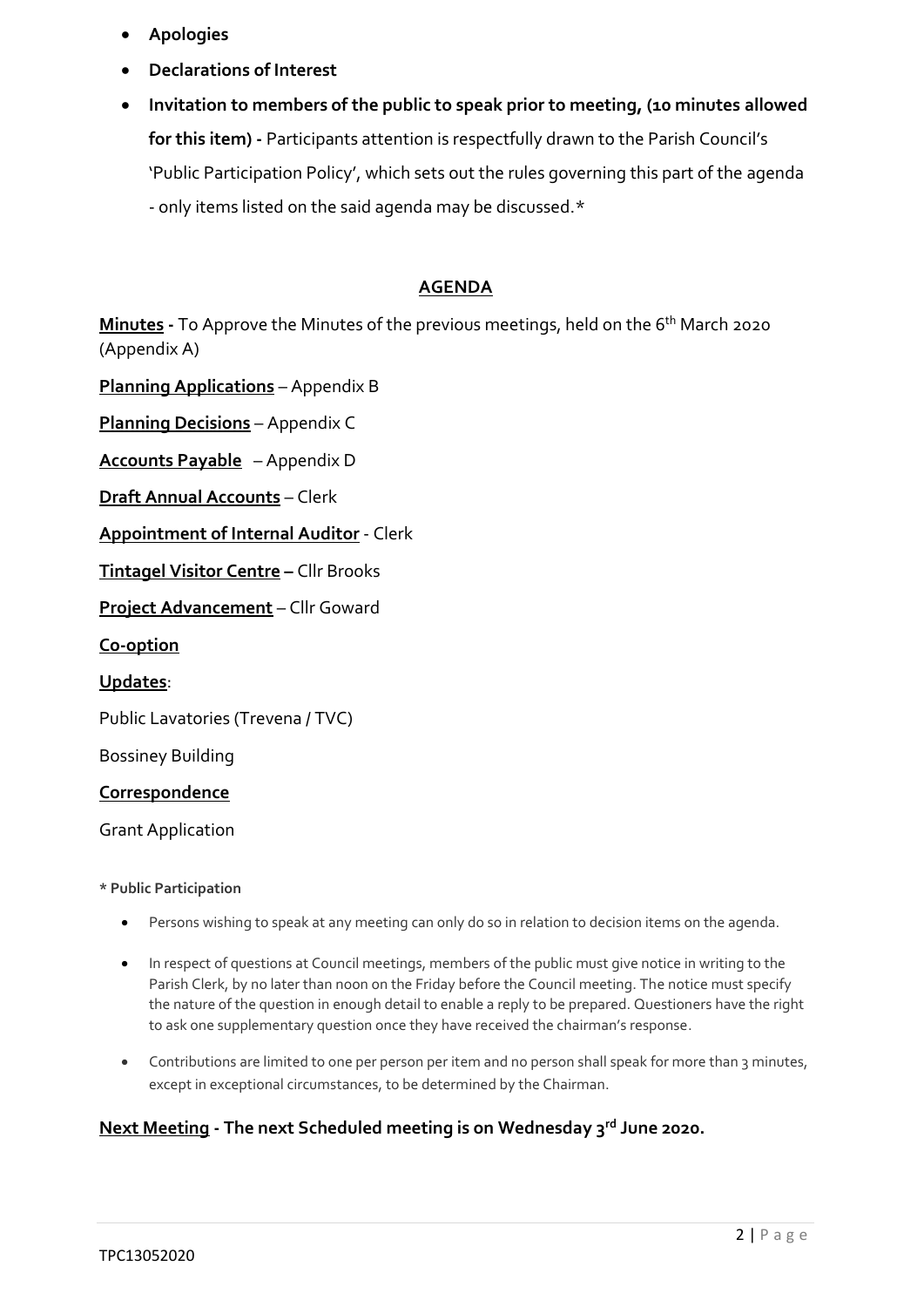- **Apologies**
- **Declarations of Interest**
- **Invitation to members of the public to speak prior to meeting, (10 minutes allowed for this item) -** Participants attention is respectfully drawn to the Parish Council's 'Public Participation Policy', which sets out the rules governing this part of the agenda - only items listed on the said agenda may be discussed.*

## AGENDA

**Minutes -** To Approve the Minutes of the previous meetings, held on the 6th March 2020 (Appendix A)

**Planning Applications** – Appendix B

**Planning Decisions** – Appendix C

**Accounts Payable** – Appendix D

**Draft Annual Accounts** – Clerk

**Appointment of Internal Auditor** - Clerk

**Tintagel Visitor Centre –** Cllr Brooks

**Project Advancement** – Cllr Goward

**Co-option**

**Updates**:

Public Lavatories (Trevena / TVC)

Bossiney Building

**Correspondence**

Grant Application

**\* Public Participation**

- Persons wishing to speak at any meeting can only do so in relation to decision items on the agenda.
- In respect of questions at Council meetings, members of the public must give notice in writing to the Parish Clerk, by no later than noon on the Friday before the Council meeting. The notice must specify the nature of the question in enough detail to enable a reply to be prepared. Questioners have the right to ask one supplementary question once they have received the chairman's response.
- Contributions are limited to one per person per item and no person shall speak for more than 3 minutes, except in exceptional circumstances, to be determined by the Chairman.

**Next Meeting - The next Scheduled meeting is on Wednesday 3rd June 2020.**

TPC13052020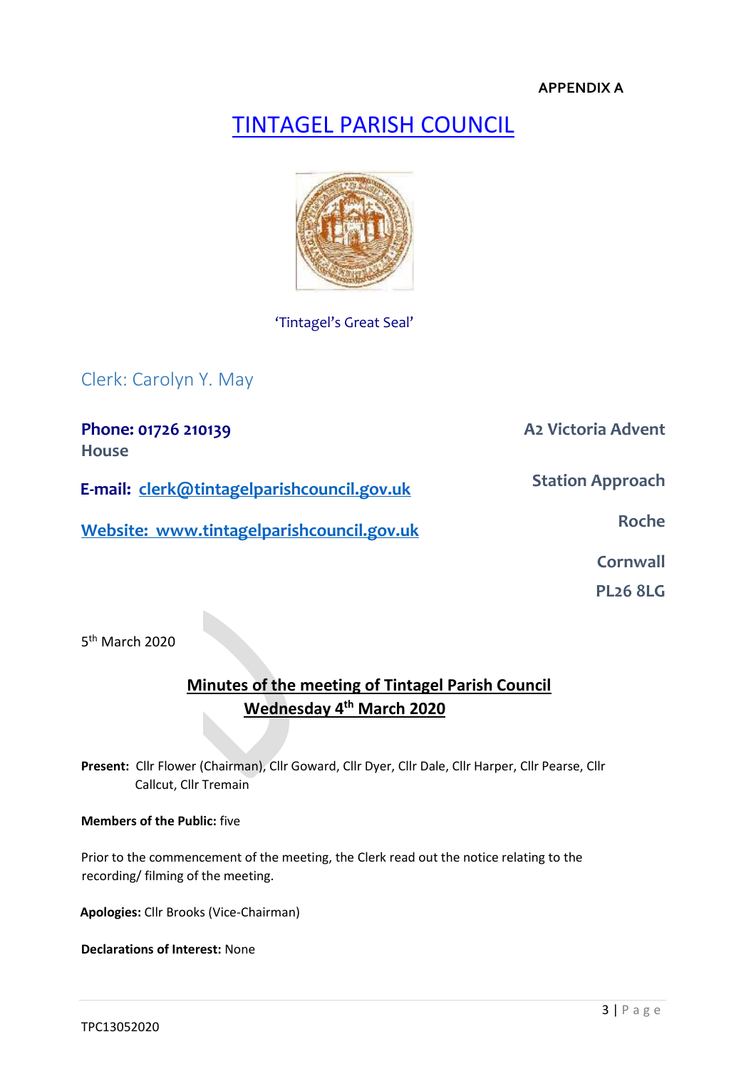**APPENDIX A**

# TINTAGEL PARISH COUNCIL

'Tintagel's Great Seal'

Clerk: Carolyn Y. May

**Phone: 01726 210139**

**E-mail: clerk@tintagelparishcouncil.gov.uk**

**Website: www.tintagelparishcouncil.gov.uk**

**A2 Victoria Advent House**
**Station Approach**
**Roche**
**Cornwall**
**PL26 8LG**

5th March 2020

## Minutes of the meeting of Tintagel Parish Council Wednesday 4th March 2020

**Present:** Cllr Flower (Chairman), Cllr Goward, Cllr Dyer, Cllr Dale, Cllr Harper, Cllr Pearse, Cllr Callcut, Cllr Tremain

**Members of the Public:** five

Prior to the commencement of the meeting, the Clerk read out the notice relating to the recording/ filming of the meeting.

**Apologies:** Cllr Brooks (Vice-Chairman)

**Declarations of Interest:** None

TPC13052020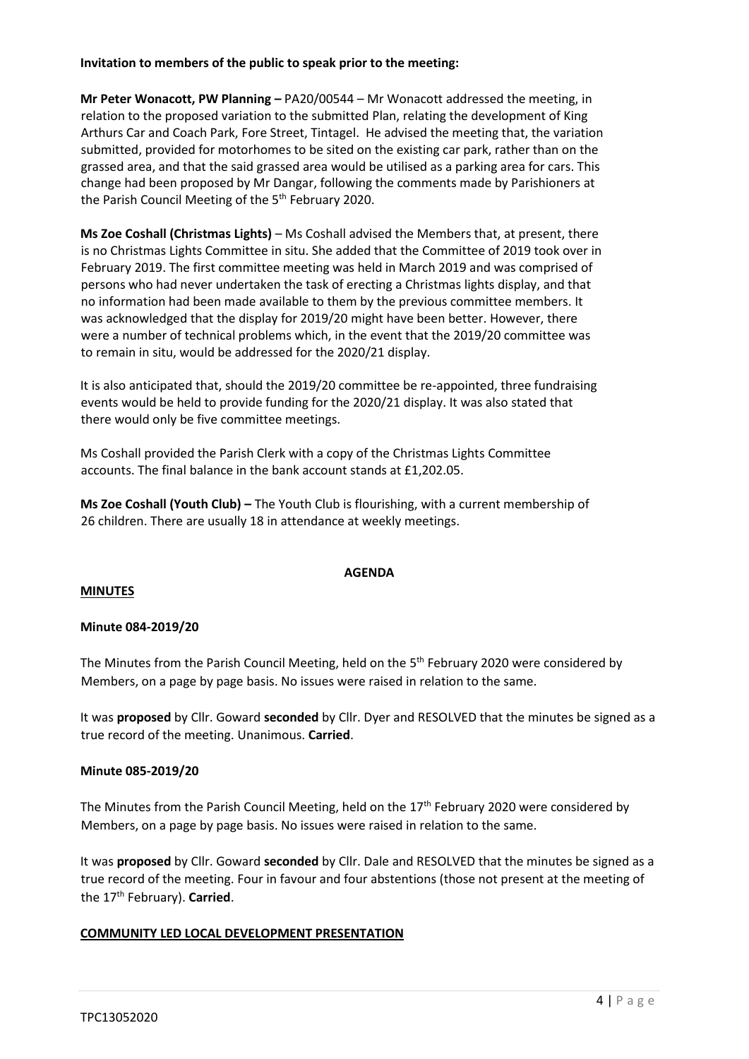**Invitation to members of the public to speak prior to the meeting:**

**Mr Peter Wonacott, PW Planning –** PA20/00544 – Mr Wonacott addressed the meeting, in relation to the proposed variation to the submitted Plan, relating the development of King Arthurs Car and Coach Park, Fore Street, Tintagel. He advised the meeting that, the variation submitted, provided for motorhomes to be sited on the existing car park, rather than on the grassed area, and that the said grassed area would be utilised as a parking area for cars. This change had been proposed by Mr Dangar, following the comments made by Parishioners at the Parish Council Meeting of the 5th February 2020.

**Ms Zoe Coshall (Christmas Lights)** – Ms Coshall advised the Members that, at present, there is no Christmas Lights Committee in situ. She added that the Committee of 2019 took over in February 2019. The first committee meeting was held in March 2019 and was comprised of persons who had never undertaken the task of erecting a Christmas lights display, and that no information had been made available to them by the previous committee members. It was acknowledged that the display for 2019/20 might have been better. However, there were a number of technical problems which, in the event that the 2019/20 committee was to remain in situ, would be addressed for the 2020/21 display.

It is also anticipated that, should the 2019/20 committee be re-appointed, three fundraising events would be held to provide funding for the 2020/21 display. It was also stated that there would only be five committee meetings.

Ms Coshall provided the Parish Clerk with a copy of the Christmas Lights Committee accounts. The final balance in the bank account stands at £1,202.05.

**Ms Zoe Coshall (Youth Club) –** The Youth Club is flourishing, with a current membership of 26 children. There are usually 18 in attendance at weekly meetings.

**AGENDA**

**MINUTES**

**Minute 084-2019/20**

The Minutes from the Parish Council Meeting, held on the 5th February 2020 were considered by Members, on a page by page basis. No issues were raised in relation to the same.

It was **proposed** by Cllr. Goward **seconded** by Cllr. Dyer and RESOLVED that the minutes be signed as a true record of the meeting. Unanimous. **Carried**.

**Minute 085-2019/20**

The Minutes from the Parish Council Meeting, held on the 17th February 2020 were considered by Members, on a page by page basis. No issues were raised in relation to the same.

It was **proposed** by Cllr. Goward **seconded** by Cllr. Dale and RESOLVED that the minutes be signed as a true record of the meeting. Four in favour and four abstentions (those not present at the meeting of the 17th February). **Carried**.

**COMMUNITY LED LOCAL DEVELOPMENT PRESENTATION**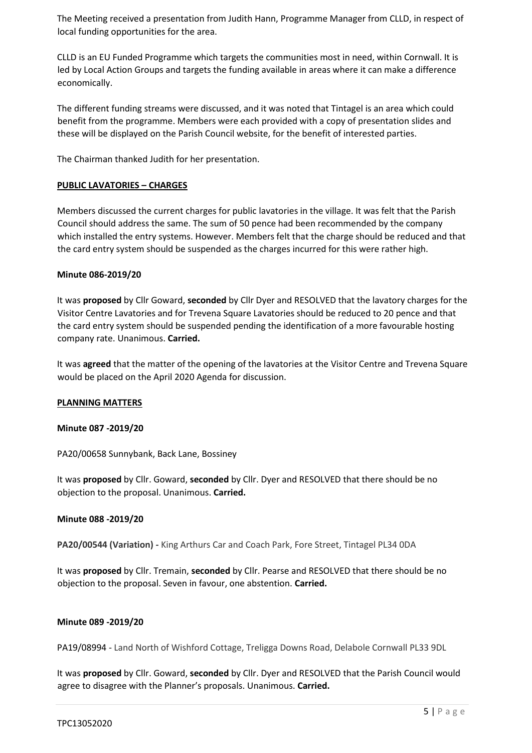The Meeting received a presentation from Judith Hann, Programme Manager from CLLD, in respect of local funding opportunities for the area.

CLLD is an EU Funded Programme which targets the communities most in need, within Cornwall. It is led by Local Action Groups and targets the funding available in areas where it can make a difference economically.

The different funding streams were discussed, and it was noted that Tintagel is an area which could benefit from the programme. Members were each provided with a copy of presentation slides and these will be displayed on the Parish Council website, for the benefit of interested parties.

The Chairman thanked Judith for her presentation.

**PUBLIC LAVATORIES – CHARGES**

Members discussed the current charges for public lavatories in the village. It was felt that the Parish Council should address the same. The sum of 50 pence had been recommended by the company which installed the entry systems. However. Members felt that the charge should be reduced and that the card entry system should be suspended as the charges incurred for this were rather high.

**Minute 086-2019/20**

It was **proposed** by Cllr Goward, **seconded** by Cllr Dyer and RESOLVED that the lavatory charges for the Visitor Centre Lavatories and for Trevena Square Lavatories should be reduced to 20 pence and that the card entry system should be suspended pending the identification of a more favourable hosting company rate. Unanimous. **Carried.**

It was **agreed** that the matter of the opening of the lavatories at the Visitor Centre and Trevena Square would be placed on the April 2020 Agenda for discussion.

**PLANNING MATTERS**

**Minute 087 -2019/20**

PA20/00658 Sunnybank, Back Lane, Bossiney

It was **proposed** by Cllr. Goward, **seconded** by Cllr. Dyer and RESOLVED that there should be no objection to the proposal. Unanimous. **Carried.**

**Minute 088 -2019/20**

**PA20/00544 (Variation) -** King Arthurs Car and Coach Park, Fore Street, Tintagel PL34 0DA

It was **proposed** by Cllr. Tremain, **seconded** by Cllr. Pearse and RESOLVED that there should be no objection to the proposal. Seven in favour, one abstention. **Carried.**

**Minute 089 -2019/20**

PA19/08994 - Land North of Wishford Cottage, Treligga Downs Road, Delabole Cornwall PL33 9DL

It was **proposed** by Cllr. Goward, **seconded** by Cllr. Dyer and RESOLVED that the Parish Council would agree to disagree with the Planner's proposals. Unanimous. **Carried.**

TPC13052020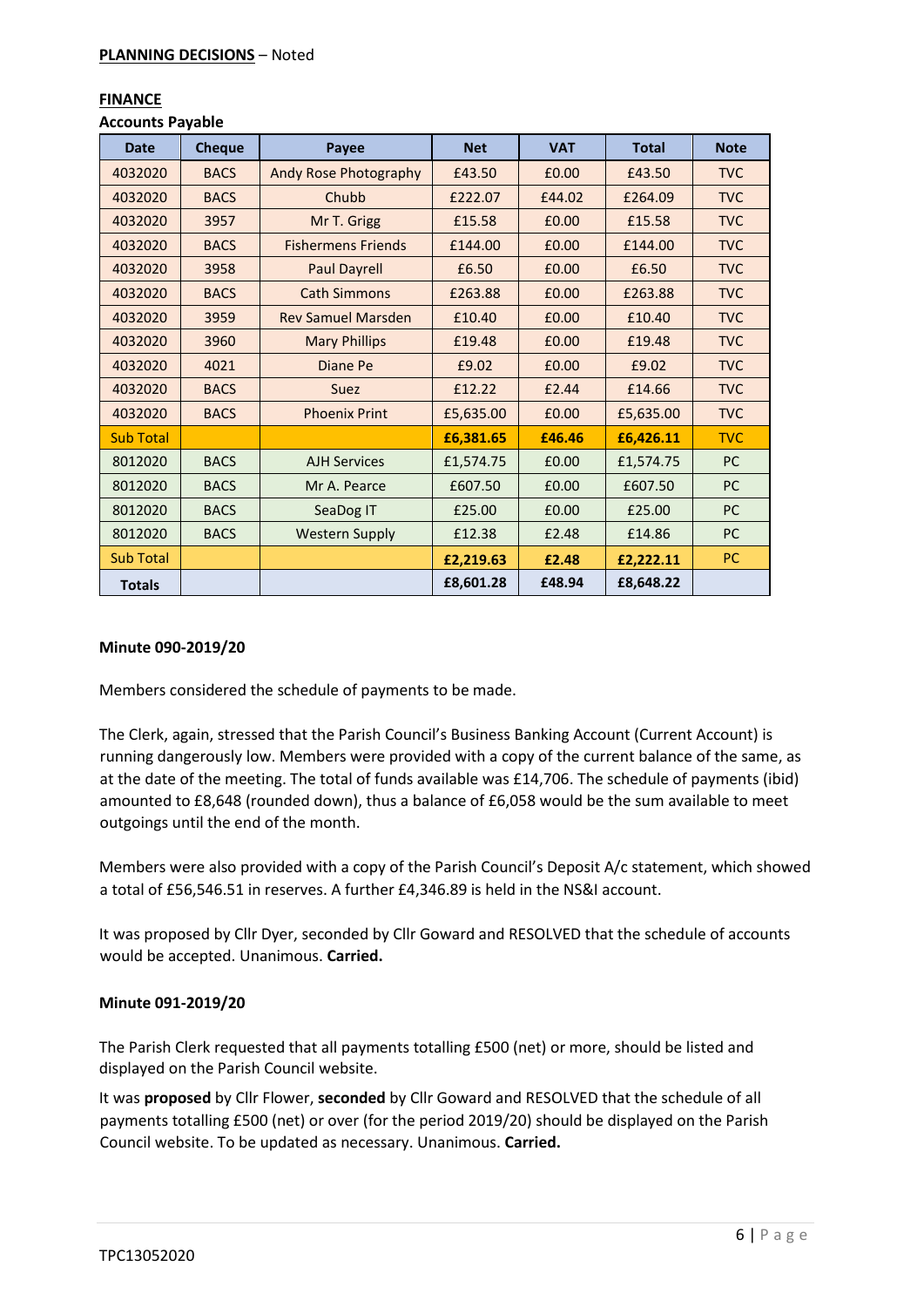**PLANNING DECISIONS** – Noted

**FINANCE**

**Accounts Payable**

| Date | Cheque | Payee | Net | VAT | Total | Note |
|---|---|---|---|---|---|---|
| 4032020 | BACS | Andy Rose Photography | £43.50 | £0.00 | £43.50 | TVC |
| 4032020 | BACS | Chubb | £222.07 | £44.02 | £264.09 | TVC |
| 4032020 | 3957 | Mr T. Grigg | £15.58 | £0.00 | £15.58 | TVC |
| 4032020 | BACS | Fishermens Friends | £144.00 | £0.00 | £144.00 | TVC |
| 4032020 | 3958 | Paul Dayrell | £6.50 | £0.00 | £6.50 | TVC |
| 4032020 | BACS | Cath Simmons | £263.88 | £0.00 | £263.88 | TVC |
| 4032020 | 3959 | Rev Samuel Marsden | £10.40 | £0.00 | £10.40 | TVC |
| 4032020 | 3960 | Mary Phillips | £19.48 | £0.00 | £19.48 | TVC |
| 4032020 | 4021 | Diane Pe | £9.02 | £0.00 | £9.02 | TVC |
| 4032020 | BACS | Suez | £12.22 | £2.44 | £14.66 | TVC |
| 4032020 | BACS | Phoenix Print | £5,635.00 | £0.00 | £5,635.00 | TVC |
| Sub Total | | | **£6,381.65** | **£46.46** | **£6,426.11** | TVC |
| 8012020 | BACS | AJH Services | £1,574.75 | £0.00 | £1,574.75 | PC |
| 8012020 | BACS | Mr A. Pearce | £607.50 | £0.00 | £607.50 | PC |
| 8012020 | BACS | SeaDog IT | £25.00 | £0.00 | £25.00 | PC |
| 8012020 | BACS | Western Supply | £12.38 | £2.48 | £14.86 | PC |
| Sub Total | | | **£2,219.63** | **£2.48** | **£2,222.11** | PC |
| **Totals** | | | **£8,601.28** | **£48.94** | **£8,648.22** | |

**Minute 090-2019/20**

Members considered the schedule of payments to be made.

The Clerk, again, stressed that the Parish Council's Business Banking Account (Current Account) is running dangerously low. Members were provided with a copy of the current balance of the same, as at the date of the meeting. The total of funds available was £14,706. The schedule of payments (ibid) amounted to £8,648 (rounded down), thus a balance of £6,058 would be the sum available to meet outgoings until the end of the month.

Members were also provided with a copy of the Parish Council's Deposit A/c statement, which showed a total of £56,546.51 in reserves. A further £4,346.89 is held in the NS&I account.

It was proposed by Cllr Dyer, seconded by Cllr Goward and RESOLVED that the schedule of accounts would be accepted. Unanimous. **Carried.**

**Minute 091-2019/20**

The Parish Clerk requested that all payments totalling £500 (net) or more, should be listed and displayed on the Parish Council website.

It was **proposed** by Cllr Flower, **seconded** by Cllr Goward and RESOLVED that the schedule of all payments totalling £500 (net) or over (for the period 2019/20) should be displayed on the Parish Council website. To be updated as necessary. Unanimous. **Carried.**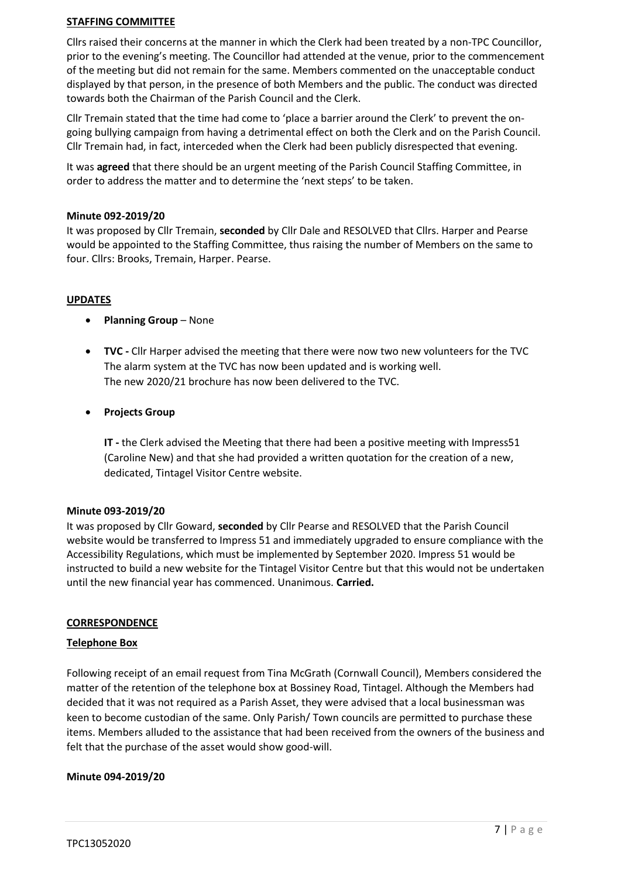**STAFFING COMMITTEE**

Cllrs raised their concerns at the manner in which the Clerk had been treated by a non-TPC Councillor, prior to the evening's meeting. The Councillor had attended at the venue, prior to the commencement of the meeting but did not remain for the same. Members commented on the unacceptable conduct displayed by that person, in the presence of both Members and the public. The conduct was directed towards both the Chairman of the Parish Council and the Clerk.

Cllr Tremain stated that the time had come to 'place a barrier around the Clerk' to prevent the on-going bullying campaign from having a detrimental effect on both the Clerk and on the Parish Council. Cllr Tremain had, in fact, interceded when the Clerk had been publicly disrespected that evening.

It was **agreed** that there should be an urgent meeting of the Parish Council Staffing Committee, in order to address the matter and to determine the 'next steps' to be taken.

**Minute 092-2019/20**

It was proposed by Cllr Tremain, **seconded** by Cllr Dale and RESOLVED that Cllrs. Harper and Pearse would be appointed to the Staffing Committee, thus raising the number of Members on the same to four. Cllrs: Brooks, Tremain, Harper. Pearse.

**UPDATES**

- **Planning Group** – None
- **TVC -** Cllr Harper advised the meeting that there were now two new volunteers for the TVC
  The alarm system at the TVC has now been updated and is working well.
  The new 2020/21 brochure has now been delivered to the TVC.
- **Projects Group**

  **IT -** the Clerk advised the Meeting that there had been a positive meeting with Impress51 (Caroline New) and that she had provided a written quotation for the creation of a new, dedicated, Tintagel Visitor Centre website.

**Minute 093-2019/20**

It was proposed by Cllr Goward, **seconded** by Cllr Pearse and RESOLVED that the Parish Council website would be transferred to Impress 51 and immediately upgraded to ensure compliance with the Accessibility Regulations, which must be implemented by September 2020. Impress 51 would be instructed to build a new website for the Tintagel Visitor Centre but that this would not be undertaken until the new financial year has commenced. Unanimous. **Carried.**

**CORRESPONDENCE**

**Telephone Box**

Following receipt of an email request from Tina McGrath (Cornwall Council), Members considered the matter of the retention of the telephone box at Bossiney Road, Tintagel. Although the Members had decided that it was not required as a Parish Asset, they were advised that a local businessman was keen to become custodian of the same. Only Parish/ Town councils are permitted to purchase these items. Members alluded to the assistance that had been received from the owners of the business and felt that the purchase of the asset would show good-will.

**Minute 094-2019/20**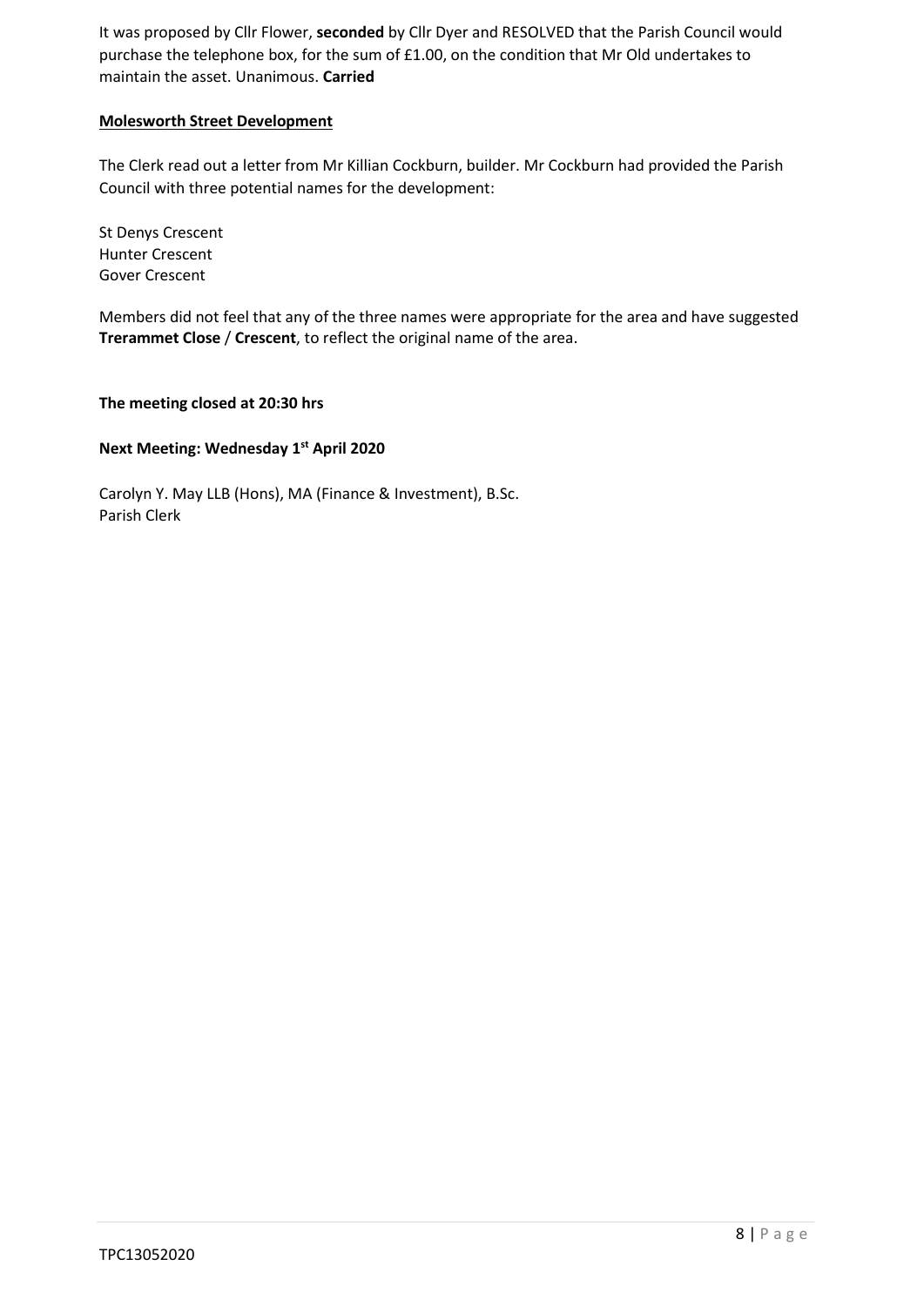It was proposed by Cllr Flower, **seconded** by Cllr Dyer and RESOLVED that the Parish Council would purchase the telephone box, for the sum of £1.00, on the condition that Mr Old undertakes to maintain the asset. Unanimous. **Carried**

**Molesworth Street Development**

The Clerk read out a letter from Mr Killian Cockburn, builder. Mr Cockburn had provided the Parish Council with three potential names for the development:

St Denys Crescent
Hunter Crescent
Gover Crescent

Members did not feel that any of the three names were appropriate for the area and have suggested **Trerammet Close** / **Crescent**, to reflect the original name of the area.

**The meeting closed at 20:30 hrs**

**Next Meeting: Wednesday 1st April 2020**

Carolyn Y. May LLB (Hons), MA (Finance & Investment), B.Sc.
Parish Clerk

TPC13052020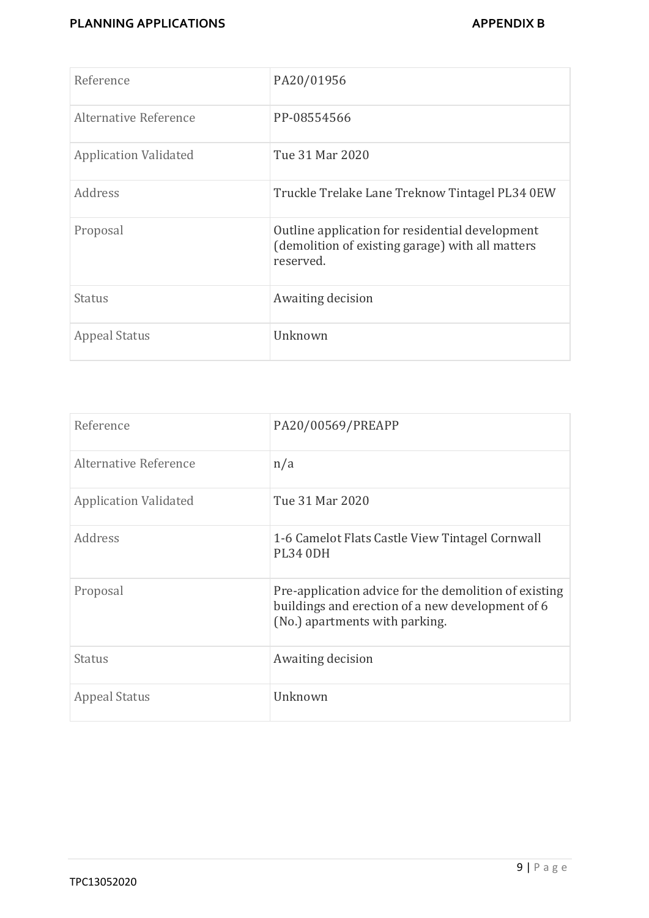| | |
|---|---|
| Reference | PA20/01956 |
| Alternative Reference | PP-08554566 |
| Application Validated | Tue 31 Mar 2020 |
| Address | Truckle Trelake Lane Treknow Tintagel PL34 0EW |
| Proposal | Outline application for residential development (demolition of existing garage) with all matters reserved. |
| Status | Awaiting decision |
| Appeal Status | Unknown |

| | |
|---|---|
| Reference | PA20/00569/PREAPP |
| Alternative Reference | n/a |
| Application Validated | Tue 31 Mar 2020 |
| Address | 1-6 Camelot Flats Castle View Tintagel Cornwall PL34 0DH |
| Proposal | Pre-application advice for the demolition of existing buildings and erection of a new development of 6 (No.) apartments with parking. |
| Status | Awaiting decision |
| Appeal Status | Unknown |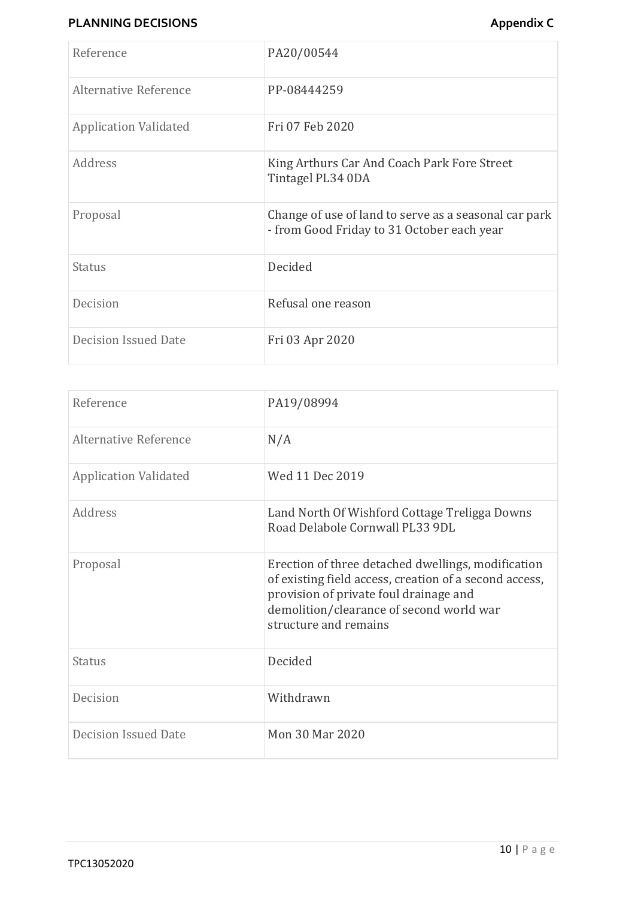| Reference | PA20/00544 |
| --- | --- |
| Alternative Reference | PP-08444259 |
| Application Validated | Fri 07 Feb 2020 |
| Address | King Arthurs Car And Coach Park Fore Street Tintagel PL34 0DA |
| Proposal | Change of use of land to serve as a seasonal car park - from Good Friday to 31 October each year |
| Status | Decided |
| Decision | Refusal one reason |
| Decision Issued Date | Fri 03 Apr 2020 |

| Reference | PA19/08994 |
| --- | --- |
| Alternative Reference | N/A |
| Application Validated | Wed 11 Dec 2019 |
| Address | Land North Of Wishford Cottage Treligga Downs Road Delabole Cornwall PL33 9DL |
| Proposal | Erection of three detached dwellings, modification of existing field access, creation of a second access, provision of private foul drainage and demolition/clearance of second world war structure and remains |
| Status | Decided |
| Decision | Withdrawn |
| Decision Issued Date | Mon 30 Mar 2020 |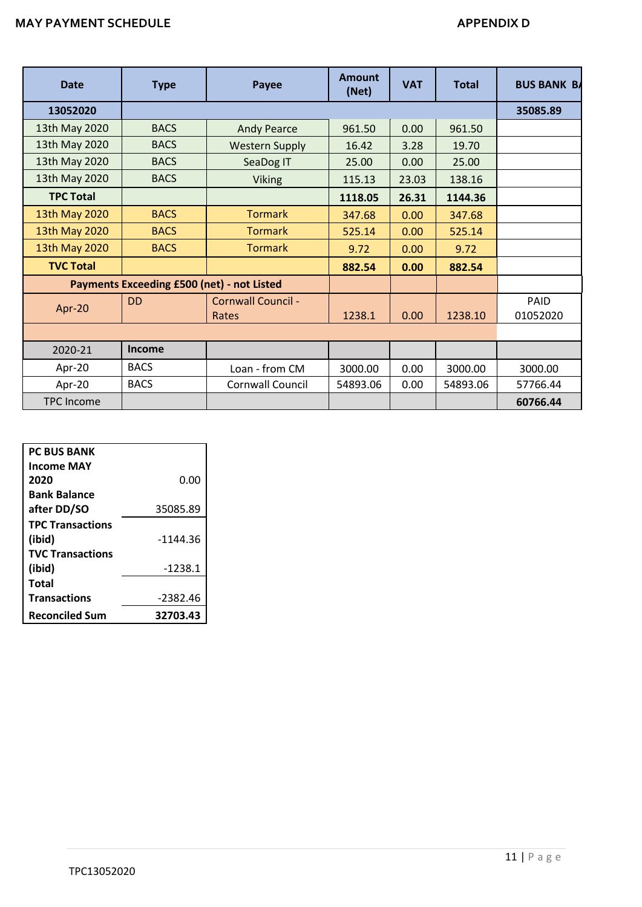**MAY PAYMENT SCHEDULE** **APPENDIX D**

| Date | Type | Payee | Amount (Net) | VAT | Total | BUS BANK B/ |
|---|---|---|---|---|---|---|
| **13052020** | | | | | | **35085.89** |
| 13th May 2020 | BACS | Andy Pearce | 961.50 | 0.00 | 961.50 | |
| 13th May 2020 | BACS | Western Supply | 16.42 | 3.28 | 19.70 | |
| 13th May 2020 | BACS | SeaDog IT | 25.00 | 0.00 | 25.00 | |
| 13th May 2020 | BACS | Viking | 115.13 | 23.03 | 138.16 | |
| **TPC Total** | | | **1118.05** | **26.31** | **1144.36** | |
| 13th May 2020 | BACS | Tormark | 347.68 | 0.00 | 347.68 | |
| 13th May 2020 | BACS | Tormark | 525.14 | 0.00 | 525.14 | |
| 13th May 2020 | BACS | Tormark | 9.72 | 0.00 | 9.72 | |
| **TVC Total** | | | **882.54** | **0.00** | **882.54** | |
| **Payments Exceeding £500 (net) - not Listed** | | | | | | |
| Apr-20 | DD | Cornwall Council - Rates | 1238.1 | 0.00 | 1238.10 | PAID 01052020 |
| | | | | | | |
| 2020-21 | **Income** | | | | | |
| Apr-20 | BACS | Loan - from CM | 3000.00 | 0.00 | 3000.00 | 3000.00 |
| Apr-20 | BACS | Cornwall Council | 54893.06 | 0.00 | 54893.06 | 57766.44 |
| TPC Income | | | | | | **60766.44** |

| | |
|---|---|
| **PC BUS BANK Income MAY 2020** | 0.00 |
| **Bank Balance after DD/SO** | 35085.89 |
| **TPC Transactions (ibid)** | -1144.36 |
| **TVC Transactions (ibid)** | -1238.1 |
| **Total Transactions** | -2382.46 |
| **Reconciled Sum** | **32703.43** |

TPC13052020